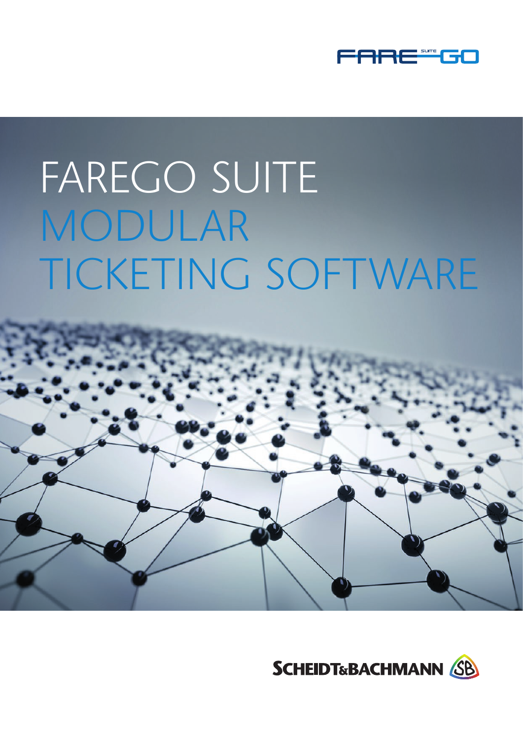# FAREGO SUITE MODULAR TICKETING SOFTWARE

SCHEIDT&BACHMANN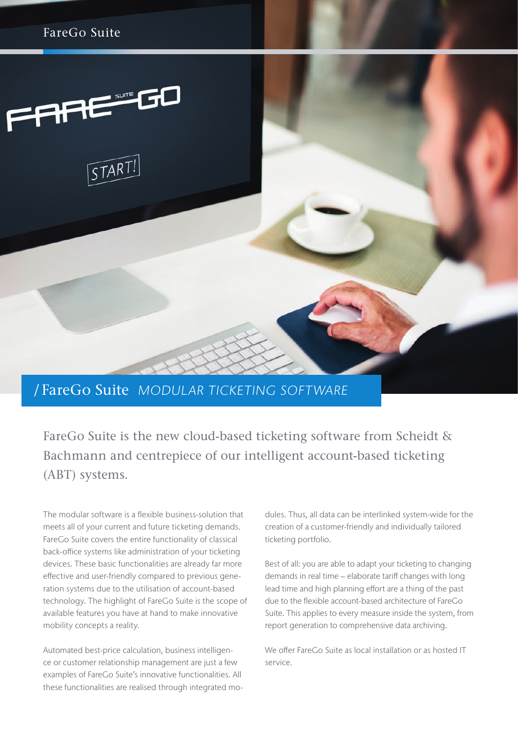# FareGo Suite *MODULAR TICKETING SOFTWARE*

FareGo Suite is the new cloud-based ticketing software from Scheidt & Bachmann and centrepiece of our intelligent account-based ticketing (ABT) systems.

The modular software is a flexible business-solution that meets all of your current and future ticketing demands. FareGo Suite covers the entire functionality of classical back-office systems like administration of your ticketing devices. These basic functionalities are already far more effective and user-friendly compared to previous generation systems due to the utilisation of account-based technology. The highlight of FareGo Suite is the scope of available features you have at hand to make innovative mobility concepts a reality.

Automated best-price calculation, business intelligence or customer relationship management are just a few examples of FareGo Suite's innovative functionalities. All these functionalities are realised through integrated modules. Thus, all data can be interlinked system-wide for the creation of a customer-friendly and individually tailored ticketing portfolio.

Best of all: you are able to adapt your ticketing to changing demands in real time – elaborate tariff changes with long lead time and high planning effort are a thing of the past due to the flexible account-based architecture of FareGo Suite. This applies to every measure inside the system, from report generation to comprehensive data archiving.

We offer FareGo Suite as local installation or as hosted IT service.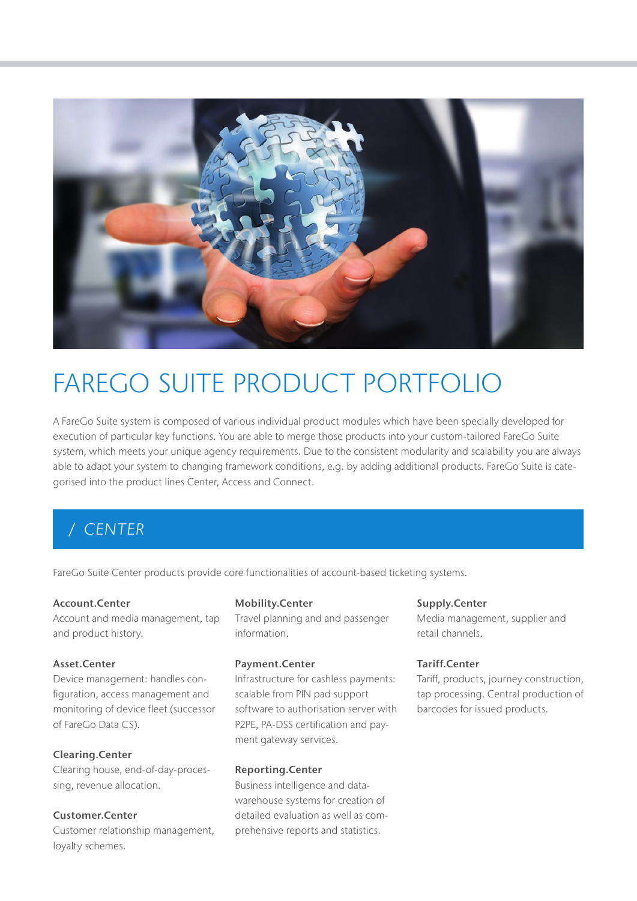# FAREGO SUITE PRODUCT PORTFOLIO

A FareGo Suite system is composed of various individual product modules which have been specially developed for execution of particular key functions. You are able to merge those products into your custom-tailored FareGo Suite system, which meets your unique agency requirements. Due to the consistent modularity and scalability you are always able to adapt your system to changing framework conditions, e.g. by adding additional products. FareGo Suite is categorised into the product lines Center, Access and Connect.

## / CENTER

FareGo Suite Center products provide core functionalities of account-based ticketing systems.

**Account.Center**
Account and media management, tap and product history.

**Asset.Center**
Device management: handles configuration, access management and monitoring of device fleet (successor of FareGo Data CS).

**Clearing.Center**
Clearing house, end-of-day-processing, revenue allocation.

**Customer.Center**
Customer relationship management, loyalty schemes.

**Mobility.Center**
Travel planning and and passenger information.

**Payment.Center**
Infrastructure for cashless payments: scalable from PIN pad support software to authorisation server with P2PE, PA-DSS certification and payment gateway services.

**Reporting.Center**
Business intelligence and data-warehouse systems for creation of detailed evaluation as well as comprehensive reports and statistics.

**Supply.Center**
Media management, supplier and retail channels.

**Tariff.Center**
Tariff, products, journey construction, tap processing. Central production of barcodes for issued products.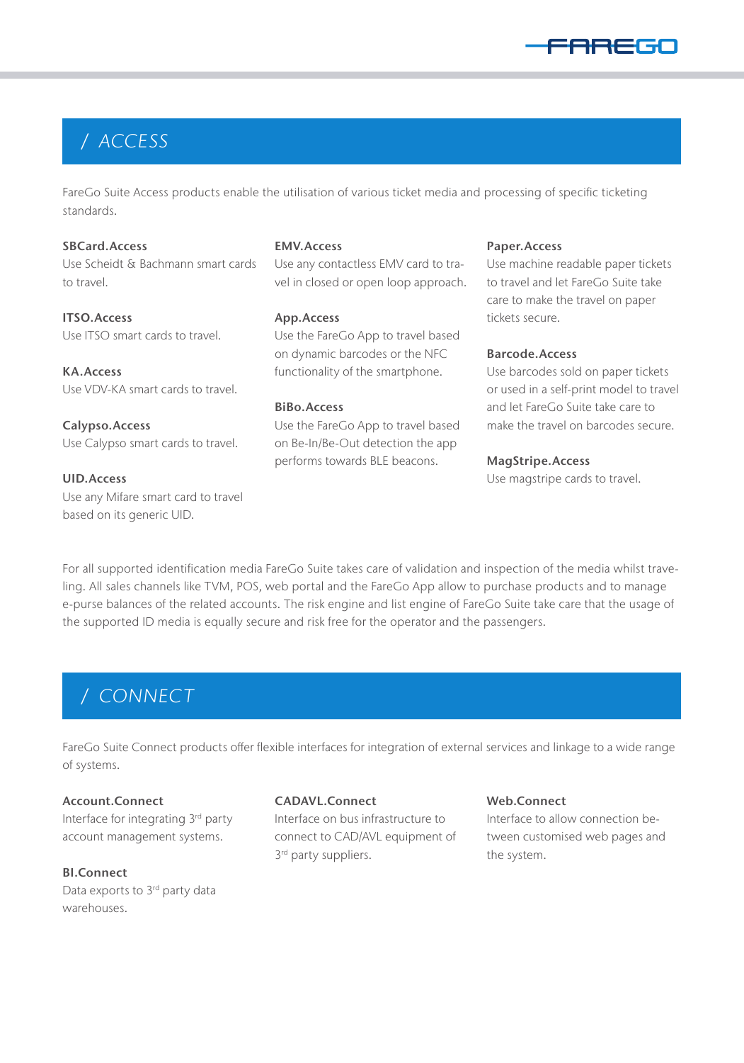## / ACCESS

FareGo Suite Access products enable the utilisation of various ticket media and processing of specific ticketing standards.

**SBCard.Access**
Use Scheidt & Bachmann smart cards to travel.

**ITSO.Access**
Use ITSO smart cards to travel.

**KA.Access**
Use VDV-KA smart cards to travel.

**Calypso.Access**
Use Calypso smart cards to travel.

**UID.Access**
Use any Mifare smart card to travel based on its generic UID.

**EMV.Access**
Use any contactless EMV card to travel in closed or open loop approach.

**App.Access**
Use the FareGo App to travel based on dynamic barcodes or the NFC functionality of the smartphone.

**BiBo.Access**
Use the FareGo App to travel based on Be-In/Be-Out detection the app performs towards BLE beacons.

**Paper.Access**
Use machine readable paper tickets to travel and let FareGo Suite take care to make the travel on paper tickets secure.

**Barcode.Access**
Use barcodes sold on paper tickets or used in a self-print model to travel and let FareGo Suite take care to make the travel on barcodes secure.

**MagStripe.Access**
Use magstripe cards to travel.

For all supported identification media FareGo Suite takes care of validation and inspection of the media whilst traveling. All sales channels like TVM, POS, web portal and the FareGo App allow to purchase products and to manage e-purse balances of the related accounts. The risk engine and list engine of FareGo Suite take care that the usage of the supported ID media is equally secure and risk free for the operator and the passengers.

## / CONNECT

FareGo Suite Connect products offer flexible interfaces for integration of external services and linkage to a wide range of systems.

**Account.Connect**
Interface for integrating 3rd party account management systems.

**BI.Connect**
Data exports to 3rd party data warehouses.

**CADAVL.Connect**
Interface on bus infrastructure to connect to CAD/AVL equipment of 3rd party suppliers.

**Web.Connect**
Interface to allow connection between customised web pages and the system.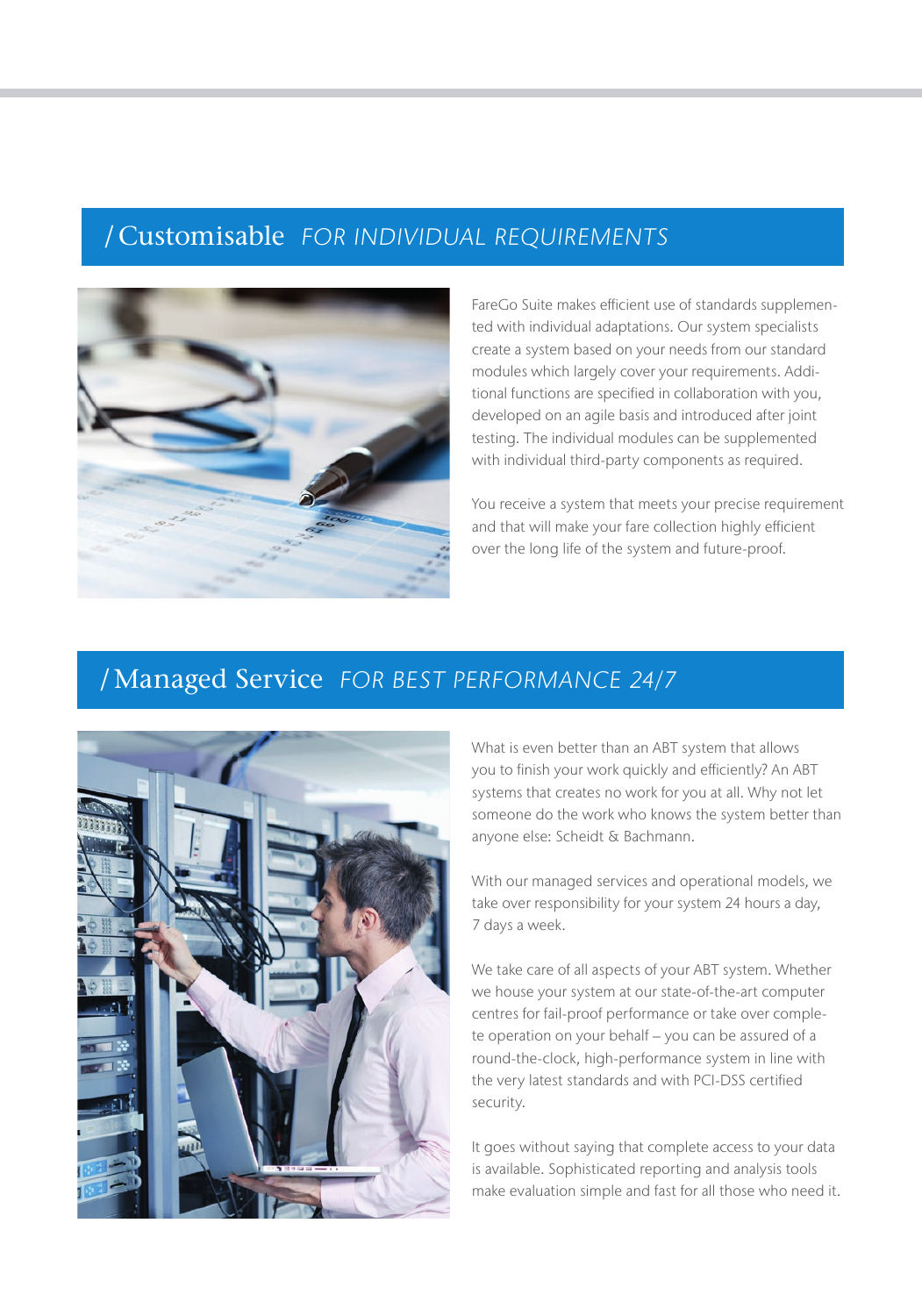## / Customisable *FOR INDIVIDUAL REQUIREMENTS*

FareGo Suite makes efficient use of standards supplemented with individual adaptations. Our system specialists create a system based on your needs from our standard modules which largely cover your requirements. Additional functions are specified in collaboration with you, developed on an agile basis and introduced after joint testing. The individual modules can be supplemented with individual third-party components as required.

You receive a system that meets your precise requirement and that will make your fare collection highly efficient over the long life of the system and future-proof.

## / Managed Service *FOR BEST PERFORMANCE 24/7*

What is even better than an ABT system that allows you to finish your work quickly and efficiently? An ABT systems that creates no work for you at all. Why not let someone do the work who knows the system better than anyone else: Scheidt & Bachmann.

With our managed services and operational models, we take over responsibility for your system 24 hours a day, 7 days a week.

We take care of all aspects of your ABT system. Whether we house your system at our state-of-the-art computer centres for fail-proof performance or take over complete operation on your behalf – you can be assured of a round-the-clock, high-performance system in line with the very latest standards and with PCI-DSS certified security.

It goes without saying that complete access to your data is available. Sophisticated reporting and analysis tools make evaluation simple and fast for all those who need it.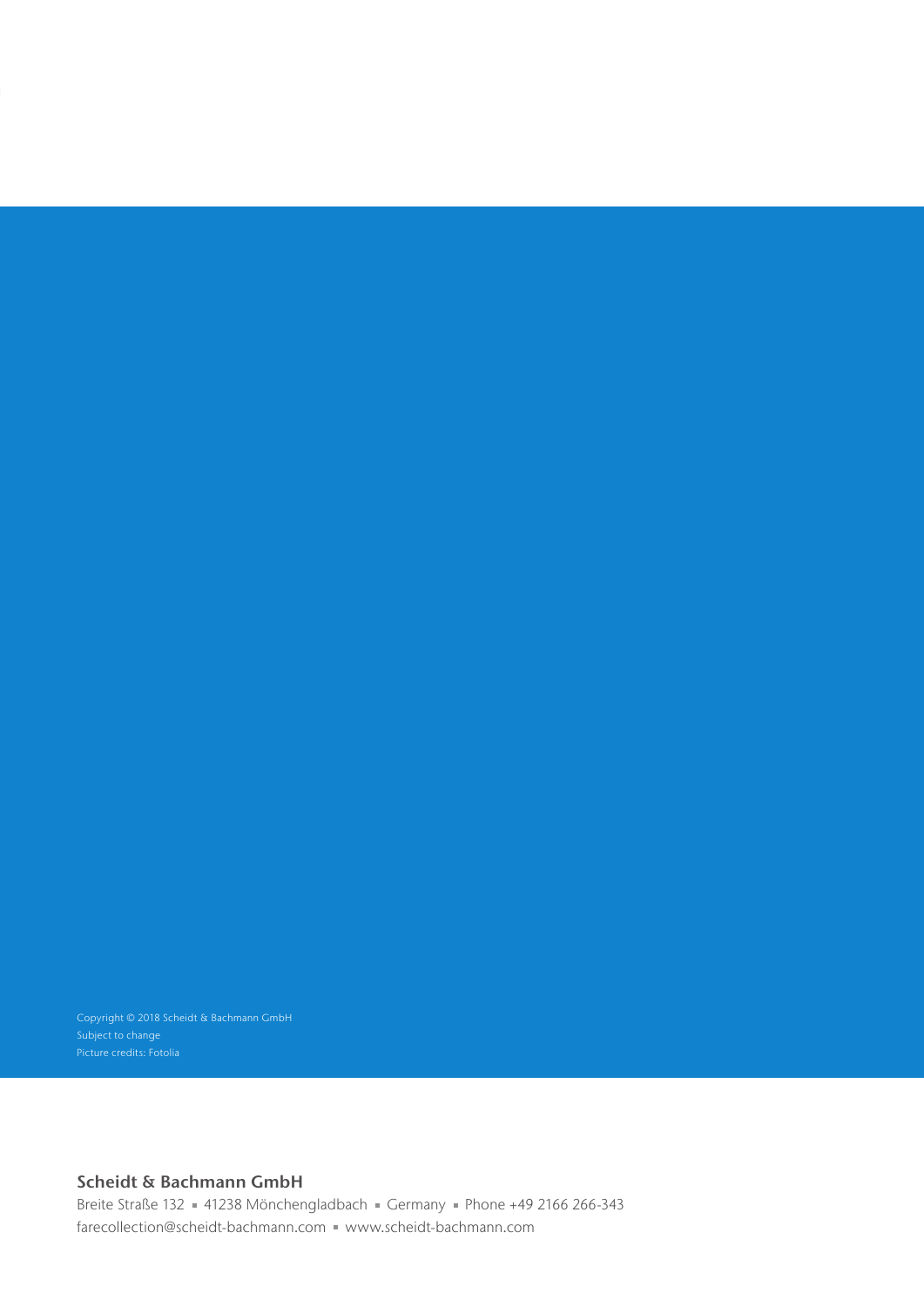Copyright © 2018 Scheidt & Bachmann GmbH
Subject to change
Picture credits: Fotolia

**Scheidt & Bachmann GmbH**

Breite Straße 132 ▪ 41238 Mönchengladbach ▪ Germany ▪ Phone +49 2166 266-343
farecollection@scheidt-bachmann.com ▪ www.scheidt-bachmann.com